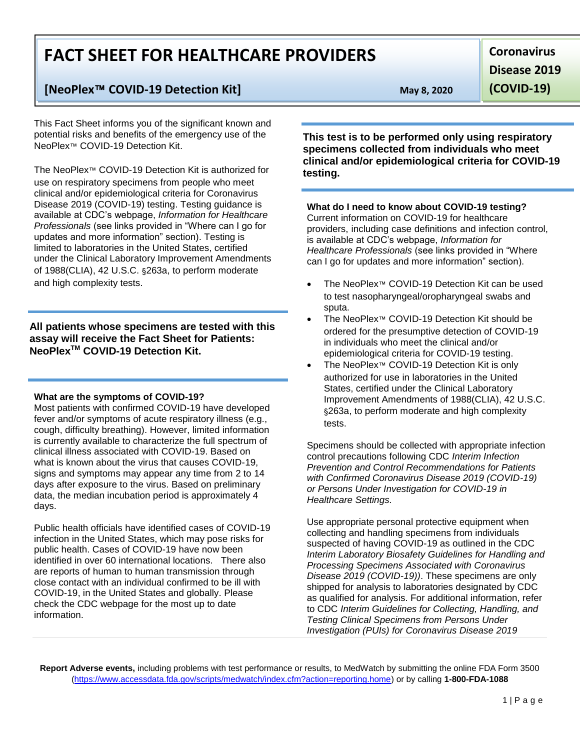# FACT SHEET FOR HEALTHCARE PROVIDERS

## [NeoPlex™ COVID-19 Detection Kit]

May 8, 2020

**Coronavirus Disease 2019 (COVID-19)**

This Fact Sheet informs you of the significant known and potential risks and benefits of the emergency use of the NeoPlex™ COVID-19 Detection Kit.

The NeoPlex™ COVID-19 Detection Kit is authorized for use on respiratory specimens from people who meet clinical and/or epidemiological criteria for Coronavirus Disease 2019 (COVID-19) testing. Testing guidance is available at CDC's webpage, *Information for Healthcare Professionals* (see links provided in "Where can I go for updates and more information" section). Testing is limited to laboratories in the United States, certified under the Clinical Laboratory Improvement Amendments of 1988(CLIA), 42 U.S.C. §263a, to perform moderate and high complexity tests.

**All patients whose specimens are tested with this assay will receive the Fact Sheet for Patients: NeoPlex™ COVID-19 Detection Kit.**

**What are the symptoms of COVID-19?**
Most patients with confirmed COVID-19 have developed fever and/or symptoms of acute respiratory illness (e.g., cough, difficulty breathing). However, limited information is currently available to characterize the full spectrum of clinical illness associated with COVID-19. Based on what is known about the virus that causes COVID-19, signs and symptoms may appear any time from 2 to 14 days after exposure to the virus. Based on preliminary data, the median incubation period is approximately 4 days.

Public health officials have identified cases of COVID-19 infection in the United States, which may pose risks for public health. Cases of COVID-19 have now been identified in over 60 international locations. There also are reports of human to human transmission through close contact with an individual confirmed to be ill with COVID-19, in the United States and globally. Please check the CDC webpage for the most up to date information.

**This test is to be performed only using respiratory specimens collected from individuals who meet clinical and/or epidemiological criteria for COVID-19 testing.**

**What do I need to know about COVID-19 testing?**
Current information on COVID-19 for healthcare providers, including case definitions and infection control, is available at CDC's webpage, *Information for Healthcare Professionals* (see links provided in "Where can I go for updates and more information" section).

- The NeoPlex™ COVID-19 Detection Kit can be used to test nasopharyngeal/oropharyngeal swabs and sputa.
- The NeoPlex™ COVID-19 Detection Kit should be ordered for the presumptive detection of COVID-19 in individuals who meet the clinical and/or epidemiological criteria for COVID-19 testing.
- The NeoPlex™ COVID-19 Detection Kit is only authorized for use in laboratories in the United States, certified under the Clinical Laboratory Improvement Amendments of 1988(CLIA), 42 U.S.C. §263a, to perform moderate and high complexity tests.

Specimens should be collected with appropriate infection control precautions following CDC *Interim Infection Prevention and Control Recommendations for Patients with Confirmed Coronavirus Disease 2019 (COVID-19) or Persons Under Investigation for COVID-19 in Healthcare Settings.*

Use appropriate personal protective equipment when collecting and handling specimens from individuals suspected of having COVID-19 as outlined in the CDC *Interim Laboratory Biosafety Guidelines for Handling and Processing Specimens Associated with Coronavirus Disease 2019 (COVID-19))*. These specimens are only shipped for analysis to laboratories designated by CDC as qualified for analysis. For additional information, refer to CDC *Interim Guidelines for Collecting, Handling, and Testing Clinical Specimens from Persons Under Investigation (PUIs) for Coronavirus Disease 2019*

**Report Adverse events,** including problems with test performance or results, to MedWatch by submitting the online FDA Form 3500 (https://www.accessdata.fda.gov/scripts/medwatch/index.cfm?action=reporting.home) or by calling **1-800-FDA-1088**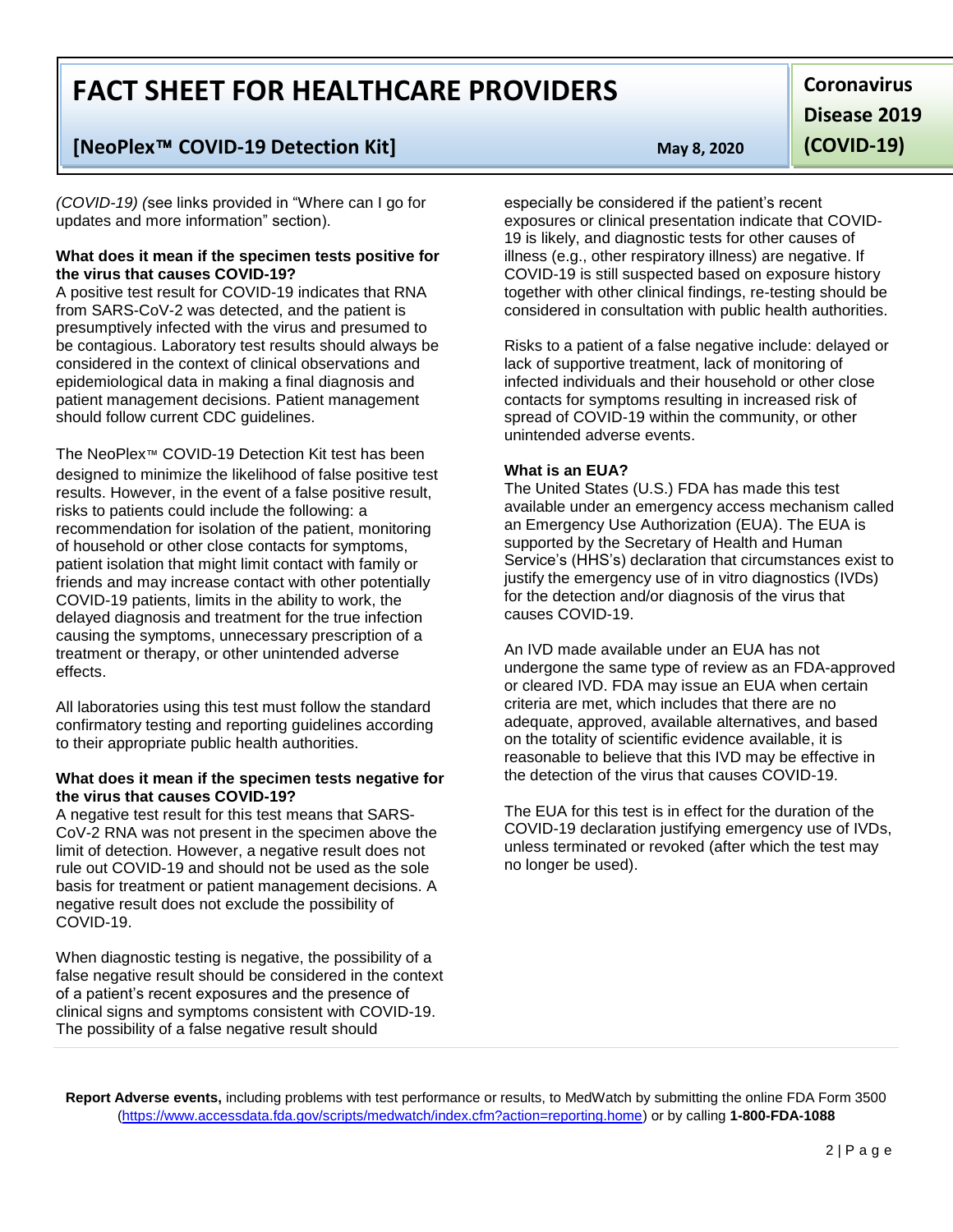*(COVID-19) (*see links provided in "Where can I go for updates and more information" section).

**What does it mean if the specimen tests positive for the virus that causes COVID-19?**

A positive test result for COVID-19 indicates that RNA from SARS-CoV-2 was detected, and the patient is presumptively infected with the virus and presumed to be contagious. Laboratory test results should always be considered in the context of clinical observations and epidemiological data in making a final diagnosis and patient management decisions. Patient management should follow current CDC guidelines.

The NeoPlex™ COVID-19 Detection Kit test has been designed to minimize the likelihood of false positive test results. However, in the event of a false positive result, risks to patients could include the following: a recommendation for isolation of the patient, monitoring of household or other close contacts for symptoms, patient isolation that might limit contact with family or friends and may increase contact with other potentially COVID-19 patients, limits in the ability to work, the delayed diagnosis and treatment for the true infection causing the symptoms, unnecessary prescription of a treatment or therapy, or other unintended adverse effects.

All laboratories using this test must follow the standard confirmatory testing and reporting guidelines according to their appropriate public health authorities.

**What does it mean if the specimen tests negative for the virus that causes COVID-19?**

A negative test result for this test means that SARS-CoV-2 RNA was not present in the specimen above the limit of detection. However, a negative result does not rule out COVID-19 and should not be used as the sole basis for treatment or patient management decisions. A negative result does not exclude the possibility of COVID-19.

When diagnostic testing is negative, the possibility of a false negative result should be considered in the context of a patient's recent exposures and the presence of clinical signs and symptoms consistent with COVID-19. The possibility of a false negative result should especially be considered if the patient's recent exposures or clinical presentation indicate that COVID-19 is likely, and diagnostic tests for other causes of illness (e.g., other respiratory illness) are negative. If COVID-19 is still suspected based on exposure history together with other clinical findings, re-testing should be considered in consultation with public health authorities.

Risks to a patient of a false negative include: delayed or lack of supportive treatment, lack of monitoring of infected individuals and their household or other close contacts for symptoms resulting in increased risk of spread of COVID-19 within the community, or other unintended adverse events.

**What is an EUA?**

The United States (U.S.) FDA has made this test available under an emergency access mechanism called an Emergency Use Authorization (EUA). The EUA is supported by the Secretary of Health and Human Service's (HHS's) declaration that circumstances exist to justify the emergency use of in vitro diagnostics (IVDs) for the detection and/or diagnosis of the virus that causes COVID-19.

An IVD made available under an EUA has not undergone the same type of review as an FDA-approved or cleared IVD. FDA may issue an EUA when certain criteria are met, which includes that there are no adequate, approved, available alternatives, and based on the totality of scientific evidence available, it is reasonable to believe that this IVD may be effective in the detection of the virus that causes COVID-19.

The EUA for this test is in effect for the duration of the COVID-19 declaration justifying emergency use of IVDs, unless terminated or revoked (after which the test may no longer be used).

**Report Adverse events,** including problems with test performance or results, to MedWatch by submitting the online FDA Form 3500 (https://www.accessdata.fda.gov/scripts/medwatch/index.cfm?action=reporting.home) or by calling **1-800-FDA-1088**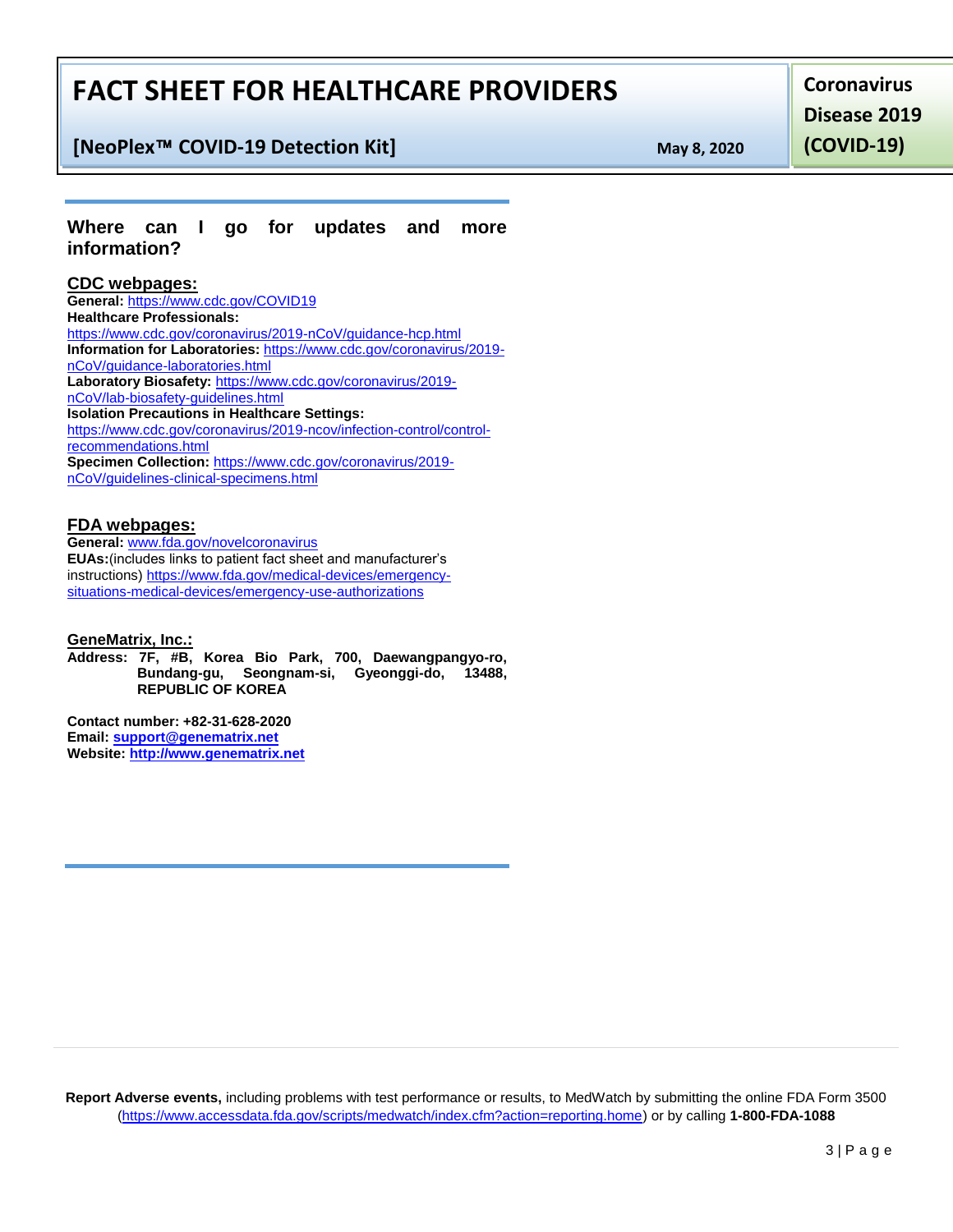## Where can I go for updates and more information?

### CDC webpages:

**General:** https://www.cdc.gov/COVID19
**Healthcare Professionals:**
https://www.cdc.gov/coronavirus/2019-nCoV/guidance-hcp.html
**Information for Laboratories:** https://www.cdc.gov/coronavirus/2019-nCoV/guidance-laboratories.html
**Laboratory Biosafety:** https://www.cdc.gov/coronavirus/2019-nCoV/lab-biosafety-guidelines.html
**Isolation Precautions in Healthcare Settings:**
https://www.cdc.gov/coronavirus/2019-ncov/infection-control/control-recommendations.html
**Specimen Collection:** https://www.cdc.gov/coronavirus/2019-nCoV/guidelines-clinical-specimens.html

### FDA webpages:

**General:** www.fda.gov/novelcoronavirus
**EUAs:**(includes links to patient fact sheet and manufacturer's instructions) https://www.fda.gov/medical-devices/emergency-situations-medical-devices/emergency-use-authorizations

### GeneMatrix, Inc.:

**Address: 7F, #B, Korea Bio Park, 700, Daewangpangyo-ro, Bundang-gu, Seongnam-si, Gyeonggi-do, 13488, REPUBLIC OF KOREA**

**Contact number: +82-31-628-2020**
**Email: support@genematrix.net**
**Website: http://www.genematrix.net**

**Report Adverse events,** including problems with test performance or results, to MedWatch by submitting the online FDA Form 3500 (https://www.accessdata.fda.gov/scripts/medwatch/index.cfm?action=reporting.home) or by calling **1-800-FDA-1088**